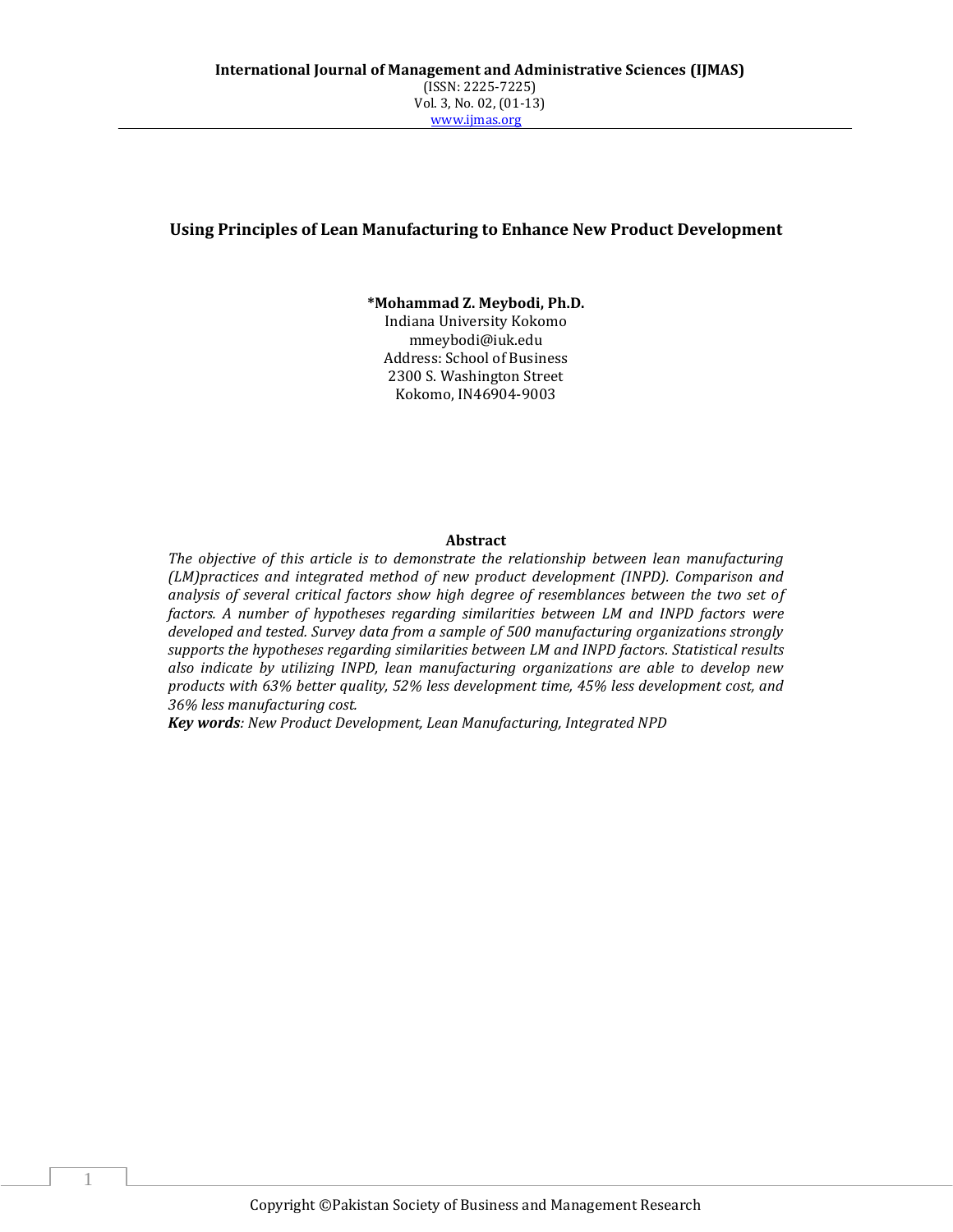# Using Principles of Lean Manufacturing to Enhance New Product Development

**\*Mohammad Z. Meybodi, Ph.D.**
Indiana University Kokomo
mmeybodi@iuk.edu
Address: School of Business
2300 S. Washington Street
Kokomo, IN46904-9003

## Abstract

*The objective of this article is to demonstrate the relationship between lean manufacturing (LM)practices and integrated method of new product development (INPD). Comparison and analysis of several critical factors show high degree of resemblances between the two set of factors. A number of hypotheses regarding similarities between LM and INPD factors were developed and tested. Survey data from a sample of 500 manufacturing organizations strongly supports the hypotheses regarding similarities between LM and INPD factors. Statistical results also indicate by utilizing INPD, lean manufacturing organizations are able to develop new products with 63% better quality, 52% less development time, 45% less development cost, and 36% less manufacturing cost.*

***Key words****: New Product Development, Lean Manufacturing, Integrated NPD*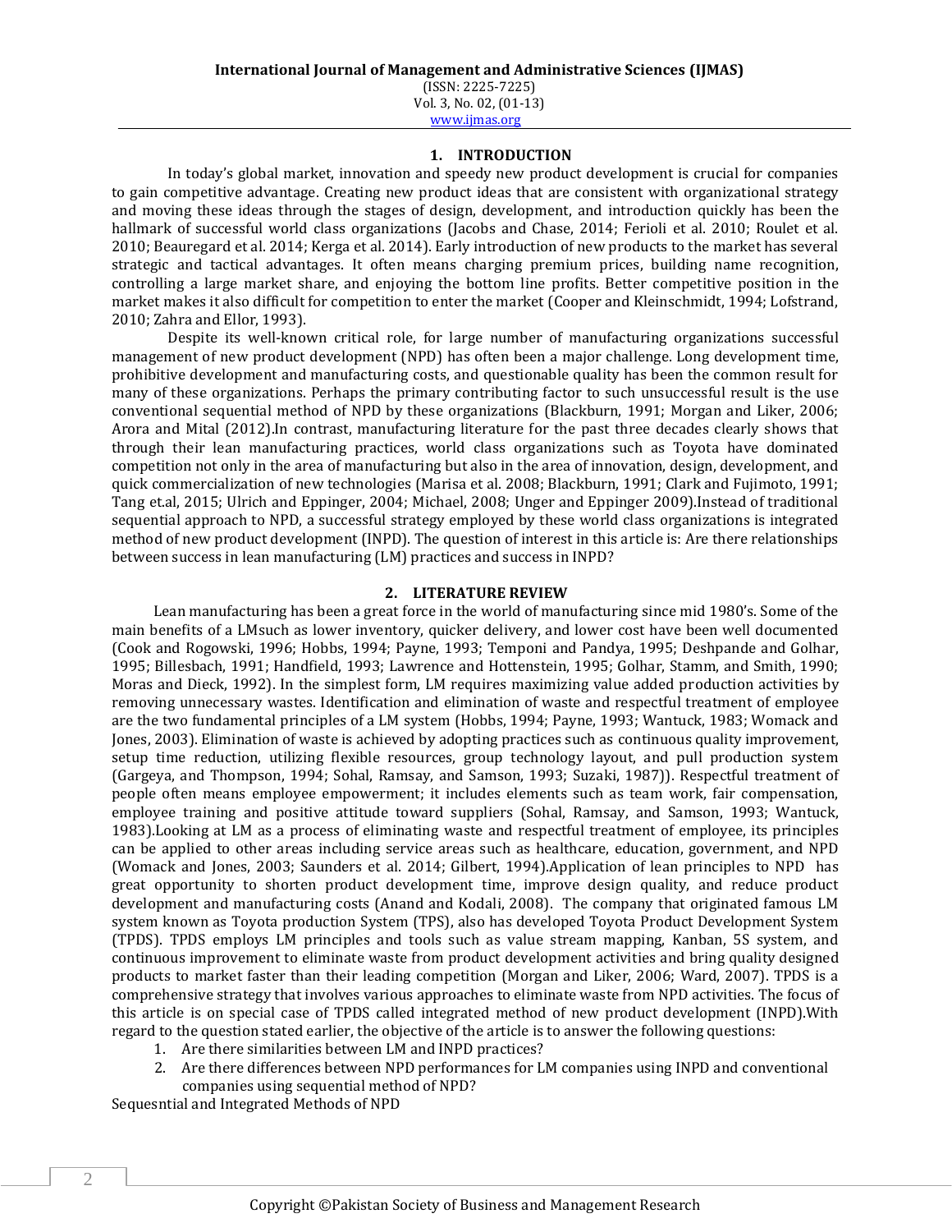## 1. INTRODUCTION

In today's global market, innovation and speedy new product development is crucial for companies to gain competitive advantage. Creating new product ideas that are consistent with organizational strategy and moving these ideas through the stages of design, development, and introduction quickly has been the hallmark of successful world class organizations (Jacobs and Chase, 2014; Ferioli et al. 2010; Roulet et al. 2010; Beauregard et al. 2014; Kerga et al. 2014). Early introduction of new products to the market has several strategic and tactical advantages. It often means charging premium prices, building name recognition, controlling a large market share, and enjoying the bottom line profits. Better competitive position in the market makes it also difficult for competition to enter the market (Cooper and Kleinschmidt, 1994; Lofstrand, 2010; Zahra and Ellor, 1993).

Despite its well-known critical role, for large number of manufacturing organizations successful management of new product development (NPD) has often been a major challenge. Long development time, prohibitive development and manufacturing costs, and questionable quality has been the common result for many of these organizations. Perhaps the primary contributing factor to such unsuccessful result is the use conventional sequential method of NPD by these organizations (Blackburn, 1991; Morgan and Liker, 2006; Arora and Mital (2012).In contrast, manufacturing literature for the past three decades clearly shows that through their lean manufacturing practices, world class organizations such as Toyota have dominated competition not only in the area of manufacturing but also in the area of innovation, design, development, and quick commercialization of new technologies (Marisa et al. 2008; Blackburn, 1991; Clark and Fujimoto, 1991; Tang et.al, 2015; Ulrich and Eppinger, 2004; Michael, 2008; Unger and Eppinger 2009).Instead of traditional sequential approach to NPD, a successful strategy employed by these world class organizations is integrated method of new product development (INPD). The question of interest in this article is: Are there relationships between success in lean manufacturing (LM) practices and success in INPD?

## 2. LITERATURE REVIEW

Lean manufacturing has been a great force in the world of manufacturing since mid 1980's. Some of the main benefits of a LMsuch as lower inventory, quicker delivery, and lower cost have been well documented (Cook and Rogowski, 1996; Hobbs, 1994; Payne, 1993; Temponi and Pandya, 1995; Deshpande and Golhar, 1995; Billesbach, 1991; Handfield, 1993; Lawrence and Hottenstein, 1995; Golhar, Stamm, and Smith, 1990; Moras and Dieck, 1992). In the simplest form, LM requires maximizing value added production activities by removing unnecessary wastes. Identification and elimination of waste and respectful treatment of employee are the two fundamental principles of a LM system (Hobbs, 1994; Payne, 1993; Wantuck, 1983; Womack and Jones, 2003). Elimination of waste is achieved by adopting practices such as continuous quality improvement, setup time reduction, utilizing flexible resources, group technology layout, and pull production system (Gargeya, and Thompson, 1994; Sohal, Ramsay, and Samson, 1993; Suzaki, 1987)). Respectful treatment of people often means employee empowerment; it includes elements such as team work, fair compensation, employee training and positive attitude toward suppliers (Sohal, Ramsay, and Samson, 1993; Wantuck, 1983).Looking at LM as a process of eliminating waste and respectful treatment of employee, its principles can be applied to other areas including service areas such as healthcare, education, government, and NPD (Womack and Jones, 2003; Saunders et al. 2014; Gilbert, 1994).Application of lean principles to NPD has great opportunity to shorten product development time, improve design quality, and reduce product development and manufacturing costs (Anand and Kodali, 2008). The company that originated famous LM system known as Toyota production System (TPS), also has developed Toyota Product Development System (TPDS). TPDS employs LM principles and tools such as value stream mapping, Kanban, 5S system, and continuous improvement to eliminate waste from product development activities and bring quality designed products to market faster than their leading competition (Morgan and Liker, 2006; Ward, 2007). TPDS is a comprehensive strategy that involves various approaches to eliminate waste from NPD activities. The focus of this article is on special case of TPDS called integrated method of new product development (INPD).With regard to the question stated earlier, the objective of the article is to answer the following questions:

1. Are there similarities between LM and INPD practices?
2. Are there differences between NPD performances for LM companies using INPD and conventional companies using sequential method of NPD?

Sequesntial and Integrated Methods of NPD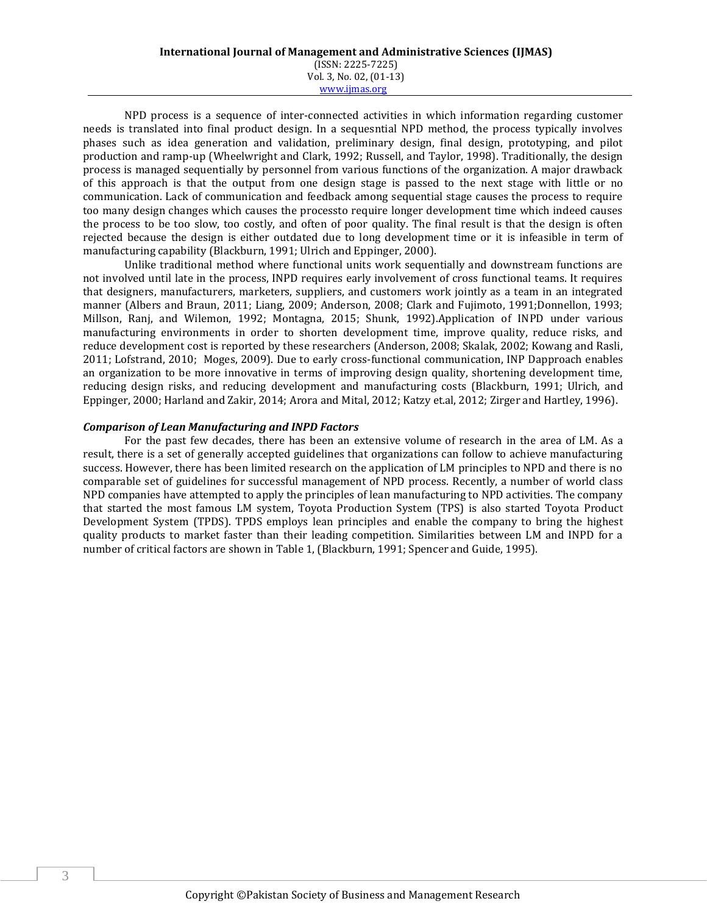NPD process is a sequence of inter-connected activities in which information regarding customer needs is translated into final product design. In a sequesntial NPD method, the process typically involves phases such as idea generation and validation, preliminary design, final design, prototyping, and pilot production and ramp-up (Wheelwright and Clark, 1992; Russell, and Taylor, 1998). Traditionally, the design process is managed sequentially by personnel from various functions of the organization. A major drawback of this approach is that the output from one design stage is passed to the next stage with little or no communication. Lack of communication and feedback among sequential stage causes the process to require too many design changes which causes the processto require longer development time which indeed causes the process to be too slow, too costly, and often of poor quality. The final result is that the design is often rejected because the design is either outdated due to long development time or it is infeasible in term of manufacturing capability (Blackburn, 1991; Ulrich and Eppinger, 2000).

Unlike traditional method where functional units work sequentially and downstream functions are not involved until late in the process, INPD requires early involvement of cross functional teams. It requires that designers, manufacturers, marketers, suppliers, and customers work jointly as a team in an integrated manner (Albers and Braun, 2011; Liang, 2009; Anderson, 2008; Clark and Fujimoto, 1991;Donnellon, 1993; Millson, Ranj, and Wilemon, 1992; Montagna, 2015; Shunk, 1992).Application of INPD under various manufacturing environments in order to shorten development time, improve quality, reduce risks, and reduce development cost is reported by these researchers (Anderson, 2008; Skalak, 2002; Kowang and Rasli, 2011; Lofstrand, 2010; Moges, 2009). Due to early cross-functional communication, INP Dapproach enables an organization to be more innovative in terms of improving design quality, shortening development time, reducing design risks, and reducing development and manufacturing costs (Blackburn, 1991; Ulrich, and Eppinger, 2000; Harland and Zakir, 2014; Arora and Mital, 2012; Katzy et.al, 2012; Zirger and Hartley, 1996).

### *Comparison of Lean Manufacturing and INPD Factors*

For the past few decades, there has been an extensive volume of research in the area of LM. As a result, there is a set of generally accepted guidelines that organizations can follow to achieve manufacturing success. However, there has been limited research on the application of LM principles to NPD and there is no comparable set of guidelines for successful management of NPD process. Recently, a number of world class NPD companies have attempted to apply the principles of lean manufacturing to NPD activities. The company that started the most famous LM system, Toyota Production System (TPS) is also started Toyota Product Development System (TPDS). TPDS employs lean principles and enable the company to bring the highest quality products to market faster than their leading competition. Similarities between LM and INPD for a number of critical factors are shown in Table 1, (Blackburn, 1991; Spencer and Guide, 1995).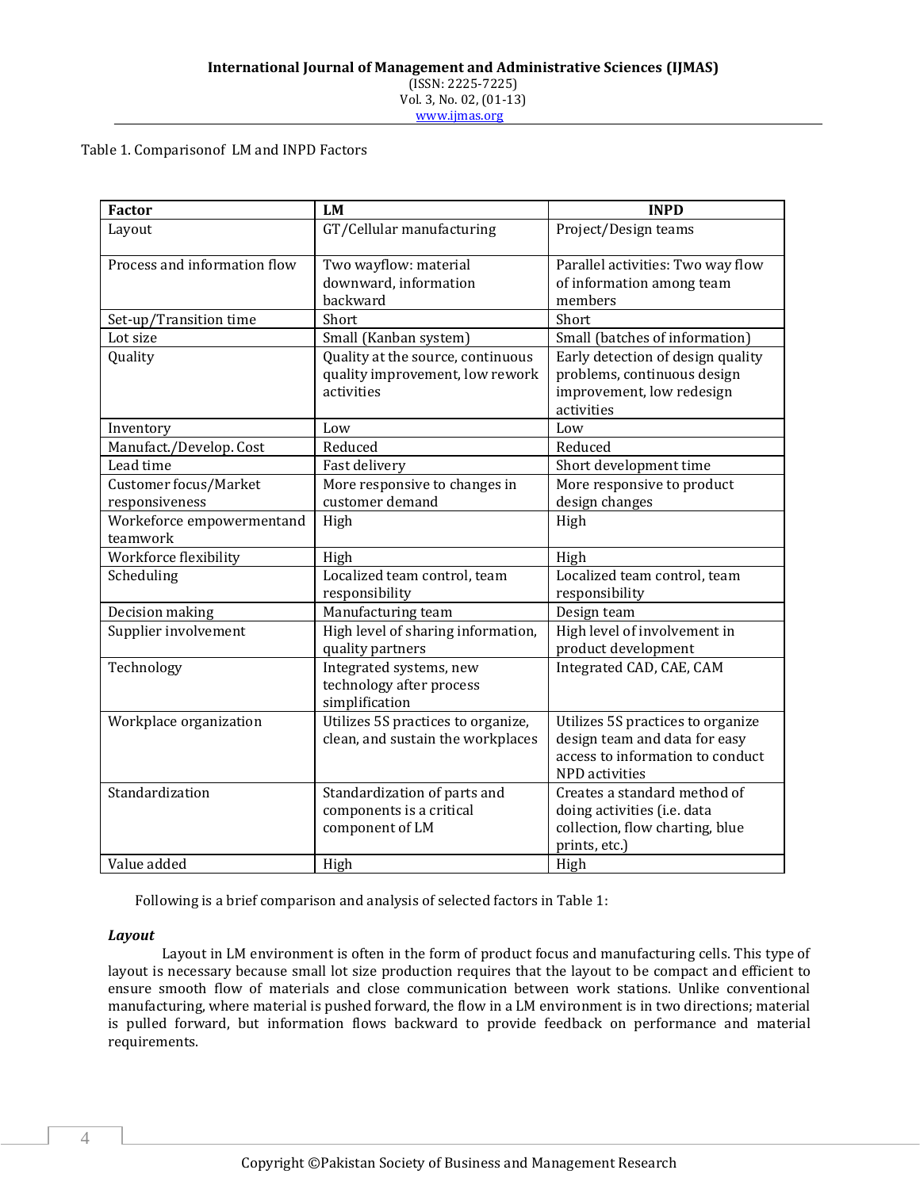Table 1. Comparisonof LM and INPD Factors

| Factor | LM | INPD |
|---|---|---|
| Layout | GT/Cellular manufacturing | Project/Design teams |
| Process and information flow | Two wayflow: material downward, information backward | Parallel activities: Two way flow of information among team members |
| Set-up/Transition time | Short | Short |
| Lot size | Small (Kanban system) | Small (batches of information) |
| Quality | Quality at the source, continuous quality improvement, low rework activities | Early detection of design quality problems, continuous design improvement, low redesign activities |
| Inventory | Low | Low |
| Manufact./Develop. Cost | Reduced | Reduced |
| Lead time | Fast delivery | Short development time |
| Customer focus/Market responsiveness | More responsive to changes in customer demand | More responsive to product design changes |
| Workeforce empowermentand teamwork | High | High |
| Workforce flexibility | High | High |
| Scheduling | Localized team control, team responsibility | Localized team control, team responsibility |
| Decision making | Manufacturing team | Design team |
| Supplier involvement | High level of sharing information, quality partners | High level of involvement in product development |
| Technology | Integrated systems, new technology after process simplification | Integrated CAD, CAE, CAM |
| Workplace organization | Utilizes 5S practices to organize, clean, and sustain the workplaces | Utilizes 5S practices to organize design team and data for easy access to information to conduct NPD activities |
| Standardization | Standardization of parts and components is a critical component of LM | Creates a standard method of doing activities (i.e. data collection, flow charting, blue prints, etc.) |
| Value added | High | High |

Following is a brief comparison and analysis of selected factors in Table 1:

***Layout***

Layout in LM environment is often in the form of product focus and manufacturing cells. This type of layout is necessary because small lot size production requires that the layout to be compact and efficient to ensure smooth flow of materials and close communication between work stations. Unlike conventional manufacturing, where material is pushed forward, the flow in a LM environment is in two directions; material is pulled forward, but information flows backward to provide feedback on performance and material requirements.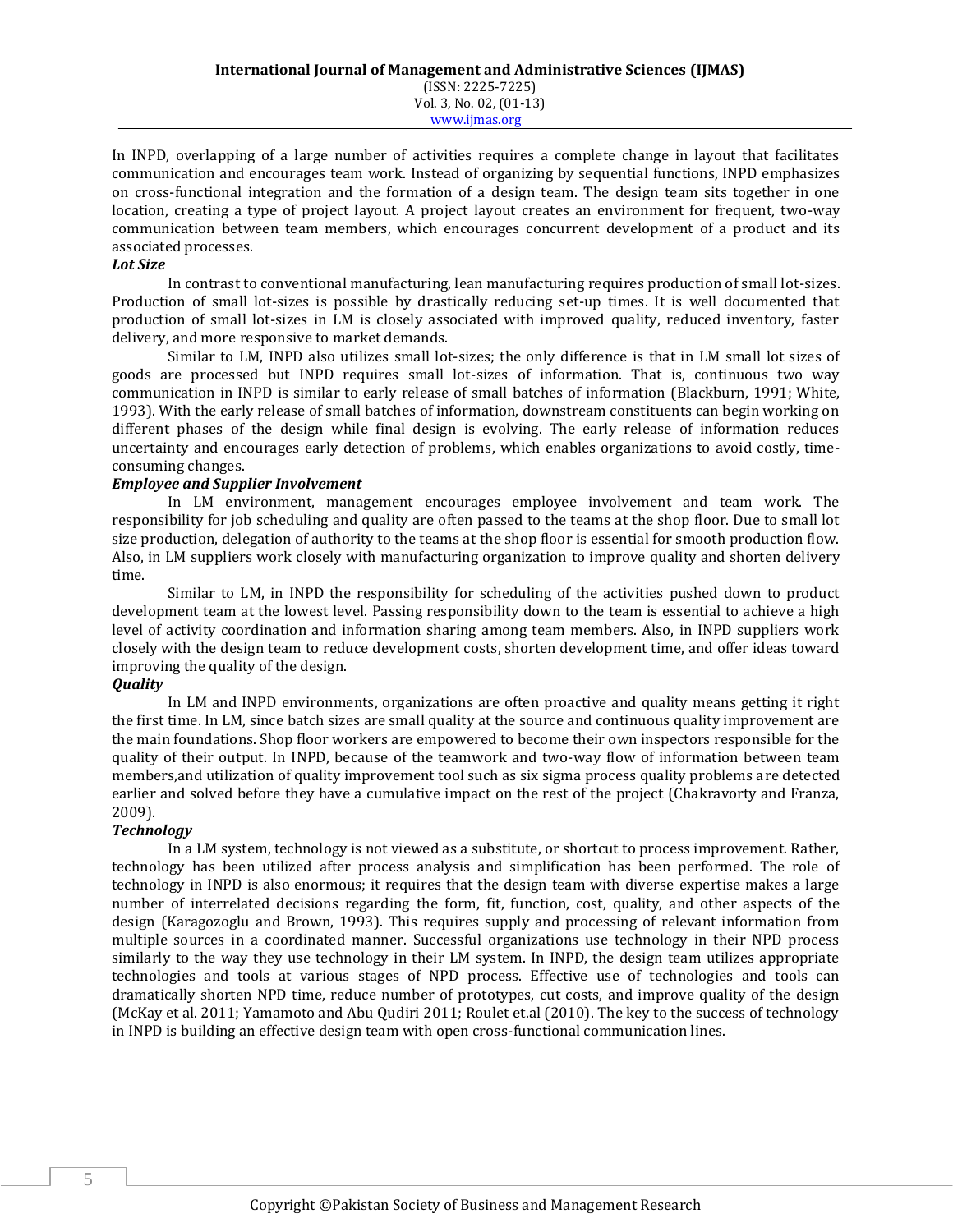In INPD, overlapping of a large number of activities requires a complete change in layout that facilitates communication and encourages team work. Instead of organizing by sequential functions, INPD emphasizes on cross-functional integration and the formation of a design team. The design team sits together in one location, creating a type of project layout. A project layout creates an environment for frequent, two-way communication between team members, which encourages concurrent development of a product and its associated processes.

***Lot Size***

In contrast to conventional manufacturing, lean manufacturing requires production of small lot-sizes. Production of small lot-sizes is possible by drastically reducing set-up times. It is well documented that production of small lot-sizes in LM is closely associated with improved quality, reduced inventory, faster delivery, and more responsive to market demands.

Similar to LM, INPD also utilizes small lot-sizes; the only difference is that in LM small lot sizes of goods are processed but INPD requires small lot-sizes of information. That is, continuous two way communication in INPD is similar to early release of small batches of information (Blackburn, 1991; White, 1993). With the early release of small batches of information, downstream constituents can begin working on different phases of the design while final design is evolving. The early release of information reduces uncertainty and encourages early detection of problems, which enables organizations to avoid costly, time-consuming changes.

***Employee and Supplier Involvement***

In LM environment, management encourages employee involvement and team work. The responsibility for job scheduling and quality are often passed to the teams at the shop floor. Due to small lot size production, delegation of authority to the teams at the shop floor is essential for smooth production flow. Also, in LM suppliers work closely with manufacturing organization to improve quality and shorten delivery time.

Similar to LM, in INPD the responsibility for scheduling of the activities pushed down to product development team at the lowest level. Passing responsibility down to the team is essential to achieve a high level of activity coordination and information sharing among team members. Also, in INPD suppliers work closely with the design team to reduce development costs, shorten development time, and offer ideas toward improving the quality of the design.

***Quality***

In LM and INPD environments, organizations are often proactive and quality means getting it right the first time. In LM, since batch sizes are small quality at the source and continuous quality improvement are the main foundations. Shop floor workers are empowered to become their own inspectors responsible for the quality of their output. In INPD, because of the teamwork and two-way flow of information between team members,and utilization of quality improvement tool such as six sigma process quality problems are detected earlier and solved before they have a cumulative impact on the rest of the project (Chakravorty and Franza, 2009).

***Technology***

In a LM system, technology is not viewed as a substitute, or shortcut to process improvement. Rather, technology has been utilized after process analysis and simplification has been performed. The role of technology in INPD is also enormous; it requires that the design team with diverse expertise makes a large number of interrelated decisions regarding the form, fit, function, cost, quality, and other aspects of the design (Karagozoglu and Brown, 1993). This requires supply and processing of relevant information from multiple sources in a coordinated manner. Successful organizations use technology in their NPD process similarly to the way they use technology in their LM system. In INPD, the design team utilizes appropriate technologies and tools at various stages of NPD process. Effective use of technologies and tools can dramatically shorten NPD time, reduce number of prototypes, cut costs, and improve quality of the design (McKay et al. 2011; Yamamoto and Abu Qudiri 2011; Roulet et.al (2010). The key to the success of technology in INPD is building an effective design team with open cross-functional communication lines.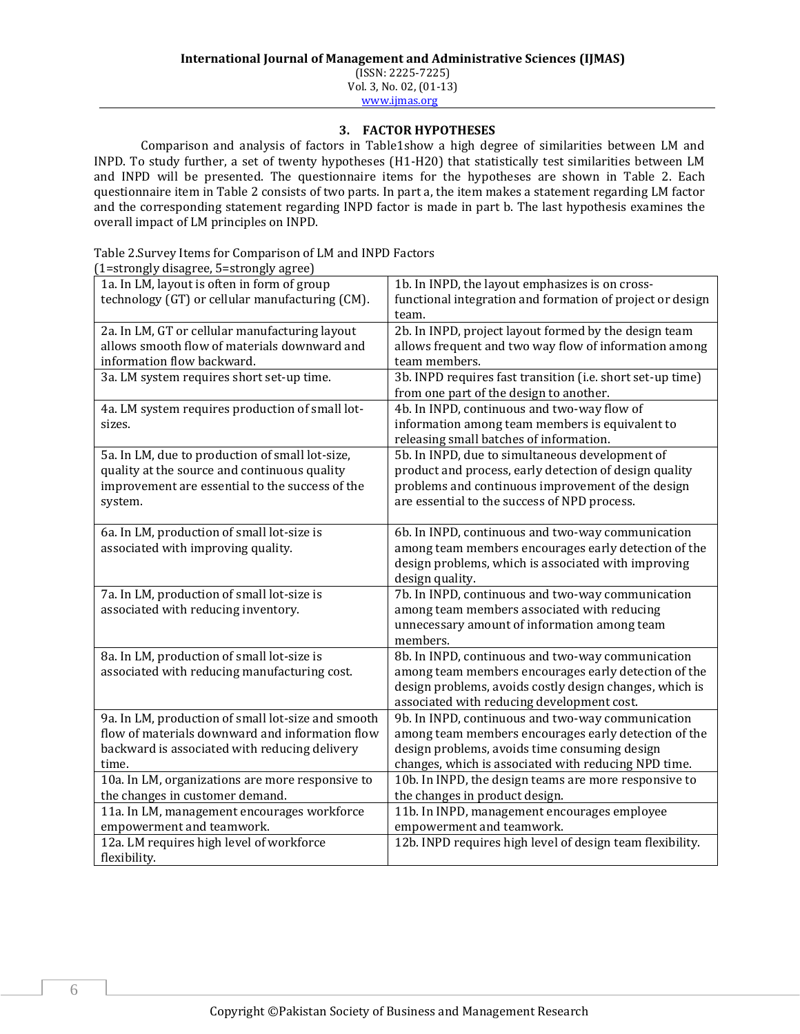## 3. FACTOR HYPOTHESES

Comparison and analysis of factors in Table1show a high degree of similarities between LM and INPD. To study further, a set of twenty hypotheses (H1-H20) that statistically test similarities between LM and INPD will be presented. The questionnaire items for the hypotheses are shown in Table 2. Each questionnaire item in Table 2 consists of two parts. In part a, the item makes a statement regarding LM factor and the corresponding statement regarding INPD factor is made in part b. The last hypothesis examines the overall impact of LM principles on INPD.

Table 2.Survey Items for Comparison of LM and INPD Factors
(1=strongly disagree, 5=strongly agree)

| | |
|---|---|
| 1a. In LM, layout is often in form of group technology (GT) or cellular manufacturing (CM). | 1b. In INPD, the layout emphasizes is on cross-functional integration and formation of project or design team. |
| 2a. In LM, GT or cellular manufacturing layout allows smooth flow of materials downward and information flow backward. | 2b. In INPD, project layout formed by the design team allows frequent and two way flow of information among team members. |
| 3a. LM system requires short set-up time. | 3b. INPD requires fast transition (i.e. short set-up time) from one part of the design to another. |
| 4a. LM system requires production of small lot-sizes. | 4b. In INPD, continuous and two-way flow of information among team members is equivalent to releasing small batches of information. |
| 5a. In LM, due to production of small lot-size, quality at the source and continuous quality improvement are essential to the success of the system. | 5b. In INPD, due to simultaneous development of product and process, early detection of design quality problems and continuous improvement of the design are essential to the success of NPD process. |
| 6a. In LM, production of small lot-size is associated with improving quality. | 6b. In INPD, continuous and two-way communication among team members encourages early detection of the design problems, which is associated with improving design quality. |
| 7a. In LM, production of small lot-size is associated with reducing inventory. | 7b. In INPD, continuous and two-way communication among team members associated with reducing unnecessary amount of information among team members. |
| 8a. In LM, production of small lot-size is associated with reducing manufacturing cost. | 8b. In INPD, continuous and two-way communication among team members encourages early detection of the design problems, avoids costly design changes, which is associated with reducing development cost. |
| 9a. In LM, production of small lot-size and smooth flow of materials downward and information flow backward is associated with reducing delivery time. | 9b. In INPD, continuous and two-way communication among team members encourages early detection of the design problems, avoids time consuming design changes, which is associated with reducing NPD time. |
| 10a. In LM, organizations are more responsive to the changes in customer demand. | 10b. In INPD, the design teams are more responsive to the changes in product design. |
| 11a. In LM, management encourages workforce empowerment and teamwork. | 11b. In INPD, management encourages employee empowerment and teamwork. |
| 12a. LM requires high level of workforce flexibility. | 12b. INPD requires high level of design team flexibility. |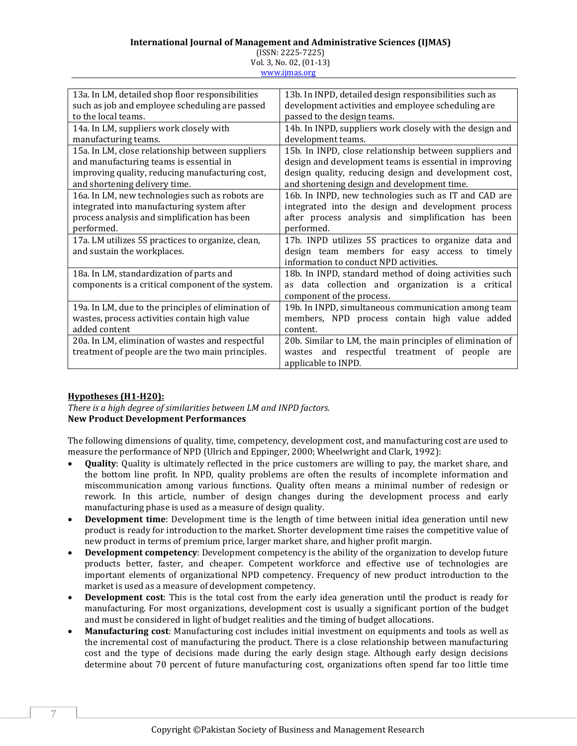| | |
|---|---|
| 13a. In LM, detailed shop floor responsibilities such as job and employee scheduling are passed to the local teams. | 13b. In INPD, detailed design responsibilities such as development activities and employee scheduling are passed to the design teams. |
| 14a. In LM, suppliers work closely with manufacturing teams. | 14b. In INPD, suppliers work closely with the design and development teams. |
| 15a. In LM, close relationship between suppliers and manufacturing teams is essential in improving quality, reducing manufacturing cost, and shortening delivery time. | 15b. In INPD, close relationship between suppliers and design and development teams is essential in improving design quality, reducing design and development cost, and shortening design and development time. |
| 16a. In LM, new technologies such as robots are integrated into manufacturing system after process analysis and simplification has been performed. | 16b. In INPD, new technologies such as IT and CAD are integrated into the design and development process after process analysis and simplification has been performed. |
| 17a. LM utilizes 5S practices to organize, clean, and sustain the workplaces. | 17b. INPD utilizes 5S practices to organize data and design team members for easy access to timely information to conduct NPD activities. |
| 18a. In LM, standardization of parts and components is a critical component of the system. | 18b. In INPD, standard method of doing activities such as data collection and organization is a critical component of the process. |
| 19a. In LM, due to the principles of elimination of wastes, process activities contain high value added content | 19b. In INPD, simultaneous communication among team members, NPD process contain high value added content. |
| 20a. In LM, elimination of wastes and respectful treatment of people are the two main principles. | 20b. Similar to LM, the main principles of elimination of wastes and respectful treatment of people are applicable to INPD. |

**Hypotheses (H1-H20):**

*There is a high degree of similarities between LM and INPD factors.*

**New Product Development Performances**

The following dimensions of quality, time, competency, development cost, and manufacturing cost are used to measure the performance of NPD (Ulrich and Eppinger, 2000; Wheelwright and Clark, 1992):

- **Quality**: Quality is ultimately reflected in the price customers are willing to pay, the market share, and the bottom line profit. In NPD, quality problems are often the results of incomplete information and miscommunication among various functions. Quality often means a minimal number of redesign or rework. In this article, number of design changes during the development process and early manufacturing phase is used as a measure of design quality.
- **Development time**: Development time is the length of time between initial idea generation until new product is ready for introduction to the market. Shorter development time raises the competitive value of new product in terms of premium price, larger market share, and higher profit margin.
- **Development competency**: Development competency is the ability of the organization to develop future products better, faster, and cheaper. Competent workforce and effective use of technologies are important elements of organizational NPD competency. Frequency of new product introduction to the market is used as a measure of development competency.
- **Development cost**: This is the total cost from the early idea generation until the product is ready for manufacturing. For most organizations, development cost is usually a significant portion of the budget and must be considered in light of budget realities and the timing of budget allocations.
- **Manufacturing cost**: Manufacturing cost includes initial investment on equipments and tools as well as the incremental cost of manufacturing the product. There is a close relationship between manufacturing cost and the type of decisions made during the early design stage. Although early design decisions determine about 70 percent of future manufacturing cost, organizations often spend far too little time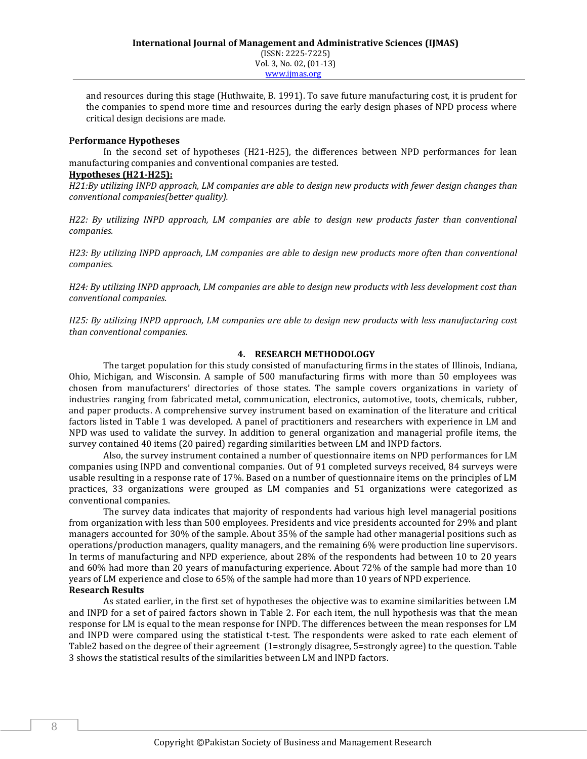and resources during this stage (Huthwaite, B. 1991). To save future manufacturing cost, it is prudent for the companies to spend more time and resources during the early design phases of NPD process where critical design decisions are made.

**Performance Hypotheses**

In the second set of hypotheses (H21-H25), the differences between NPD performances for lean manufacturing companies and conventional companies are tested.

**Hypotheses (H21-H25):**

*H21:By utilizing INPD approach, LM companies are able to design new products with fewer design changes than conventional companies(better quality).*

*H22: By utilizing INPD approach, LM companies are able to design new products faster than conventional companies.*

*H23: By utilizing INPD approach, LM companies are able to design new products more often than conventional companies.*

*H24: By utilizing INPD approach, LM companies are able to design new products with less development cost than conventional companies.*

*H25: By utilizing INPD approach, LM companies are able to design new products with less manufacturing cost than conventional companies.*

## 4. RESEARCH METHODOLOGY

The target population for this study consisted of manufacturing firms in the states of Illinois, Indiana, Ohio, Michigan, and Wisconsin. A sample of 500 manufacturing firms with more than 50 employees was chosen from manufacturers' directories of those states. The sample covers organizations in variety of industries ranging from fabricated metal, communication, electronics, automotive, toots, chemicals, rubber, and paper products. A comprehensive survey instrument based on examination of the literature and critical factors listed in Table 1 was developed. A panel of practitioners and researchers with experience in LM and NPD was used to validate the survey. In addition to general organization and managerial profile items, the survey contained 40 items (20 paired) regarding similarities between LM and INPD factors.

Also, the survey instrument contained a number of questionnaire items on NPD performances for LM companies using INPD and conventional companies. Out of 91 completed surveys received, 84 surveys were usable resulting in a response rate of 17%. Based on a number of questionnaire items on the principles of LM practices, 33 organizations were grouped as LM companies and 51 organizations were categorized as conventional companies.

The survey data indicates that majority of respondents had various high level managerial positions from organization with less than 500 employees. Presidents and vice presidents accounted for 29% and plant managers accounted for 30% of the sample. About 35% of the sample had other managerial positions such as operations/production managers, quality managers, and the remaining 6% were production line supervisors. In terms of manufacturing and NPD experience, about 28% of the respondents had between 10 to 20 years and 60% had more than 20 years of manufacturing experience. About 72% of the sample had more than 10 years of LM experience and close to 65% of the sample had more than 10 years of NPD experience.

**Research Results**

As stated earlier, in the first set of hypotheses the objective was to examine similarities between LM and INPD for a set of paired factors shown in Table 2. For each item, the null hypothesis was that the mean response for LM is equal to the mean response for INPD. The differences between the mean responses for LM and INPD were compared using the statistical t-test. The respondents were asked to rate each element of Table2 based on the degree of their agreement (1=strongly disagree, 5=strongly agree) to the question. Table 3 shows the statistical results of the similarities between LM and INPD factors.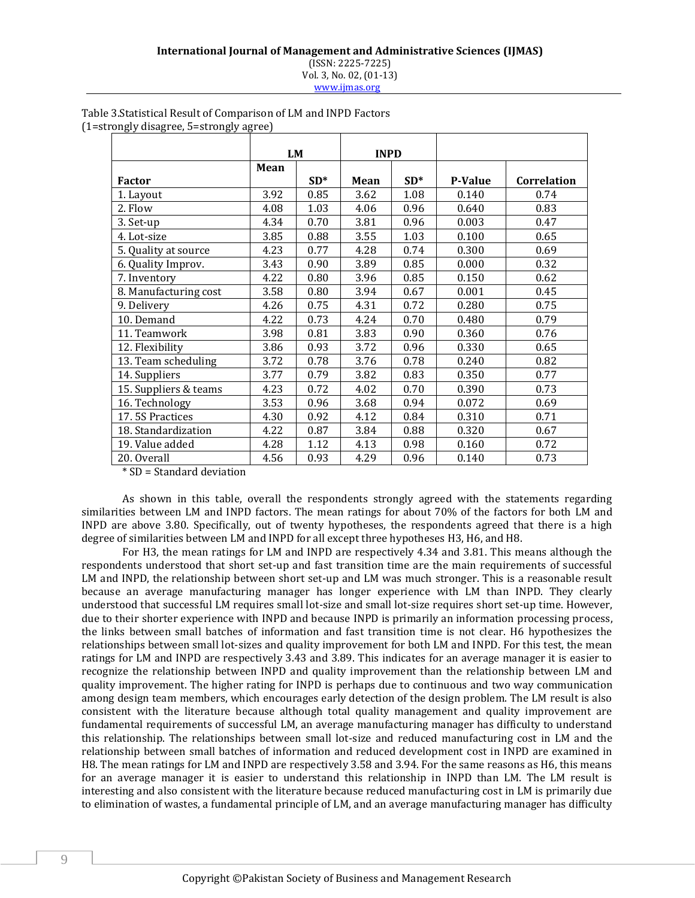Table 3.Statistical Result of Comparison of LM and INPD Factors
(1=strongly disagree, 5=strongly agree)

| | LM | | INPD | | | |
|---|---|---|---|---|---|---|
| Factor | Mean | SD* | Mean | SD* | P-Value | Correlation |
| 1. Layout | 3.92 | 0.85 | 3.62 | 1.08 | 0.140 | 0.74 |
| 2. Flow | 4.08 | 1.03 | 4.06 | 0.96 | 0.640 | 0.83 |
| 3. Set-up | 4.34 | 0.70 | 3.81 | 0.96 | 0.003 | 0.47 |
| 4. Lot-size | 3.85 | 0.88 | 3.55 | 1.03 | 0.100 | 0.65 |
| 5. Quality at source | 4.23 | 0.77 | 4.28 | 0.74 | 0.300 | 0.69 |
| 6. Quality Improv. | 3.43 | 0.90 | 3.89 | 0.85 | 0.000 | 0.32 |
| 7. Inventory | 4.22 | 0.80 | 3.96 | 0.85 | 0.150 | 0.62 |
| 8. Manufacturing cost | 3.58 | 0.80 | 3.94 | 0.67 | 0.001 | 0.45 |
| 9. Delivery | 4.26 | 0.75 | 4.31 | 0.72 | 0.280 | 0.75 |
| 10. Demand | 4.22 | 0.73 | 4.24 | 0.70 | 0.480 | 0.79 |
| 11. Teamwork | 3.98 | 0.81 | 3.83 | 0.90 | 0.360 | 0.76 |
| 12. Flexibility | 3.86 | 0.93 | 3.72 | 0.96 | 0.330 | 0.65 |
| 13. Team scheduling | 3.72 | 0.78 | 3.76 | 0.78 | 0.240 | 0.82 |
| 14. Suppliers | 3.77 | 0.79 | 3.82 | 0.83 | 0.350 | 0.77 |
| 15. Suppliers & teams | 4.23 | 0.72 | 4.02 | 0.70 | 0.390 | 0.73 |
| 16. Technology | 3.53 | 0.96 | 3.68 | 0.94 | 0.072 | 0.69 |
| 17. 5S Practices | 4.30 | 0.92 | 4.12 | 0.84 | 0.310 | 0.71 |
| 18. Standardization | 4.22 | 0.87 | 3.84 | 0.88 | 0.320 | 0.67 |
| 19. Value added | 4.28 | 1.12 | 4.13 | 0.98 | 0.160 | 0.72 |
| 20. Overall | 4.56 | 0.93 | 4.29 | 0.96 | 0.140 | 0.73 |

\* SD = Standard deviation

As shown in this table, overall the respondents strongly agreed with the statements regarding similarities between LM and INPD factors. The mean ratings for about 70% of the factors for both LM and INPD are above 3.80. Specifically, out of twenty hypotheses, the respondents agreed that there is a high degree of similarities between LM and INPD for all except three hypotheses H3, H6, and H8.

For H3, the mean ratings for LM and INPD are respectively 4.34 and 3.81. This means although the respondents understood that short set-up and fast transition time are the main requirements of successful LM and INPD, the relationship between short set-up and LM was much stronger. This is a reasonable result because an average manufacturing manager has longer experience with LM than INPD. They clearly understood that successful LM requires small lot-size and small lot-size requires short set-up time. However, due to their shorter experience with INPD and because INPD is primarily an information processing process, the links between small batches of information and fast transition time is not clear. H6 hypothesizes the relationships between small lot-sizes and quality improvement for both LM and INPD. For this test, the mean ratings for LM and INPD are respectively 3.43 and 3.89. This indicates for an average manager it is easier to recognize the relationship between INPD and quality improvement than the relationship between LM and quality improvement. The higher rating for INPD is perhaps due to continuous and two way communication among design team members, which encourages early detection of the design problem. The LM result is also consistent with the literature because although total quality management and quality improvement are fundamental requirements of successful LM, an average manufacturing manager has difficulty to understand this relationship. The relationships between small lot-size and reduced manufacturing cost in LM and the relationship between small batches of information and reduced development cost in INPD are examined in H8. The mean ratings for LM and INPD are respectively 3.58 and 3.94. For the same reasons as H6, this means for an average manager it is easier to understand this relationship in INPD than LM. The LM result is interesting and also consistent with the literature because reduced manufacturing cost in LM is primarily due to elimination of wastes, a fundamental principle of LM, and an average manufacturing manager has difficulty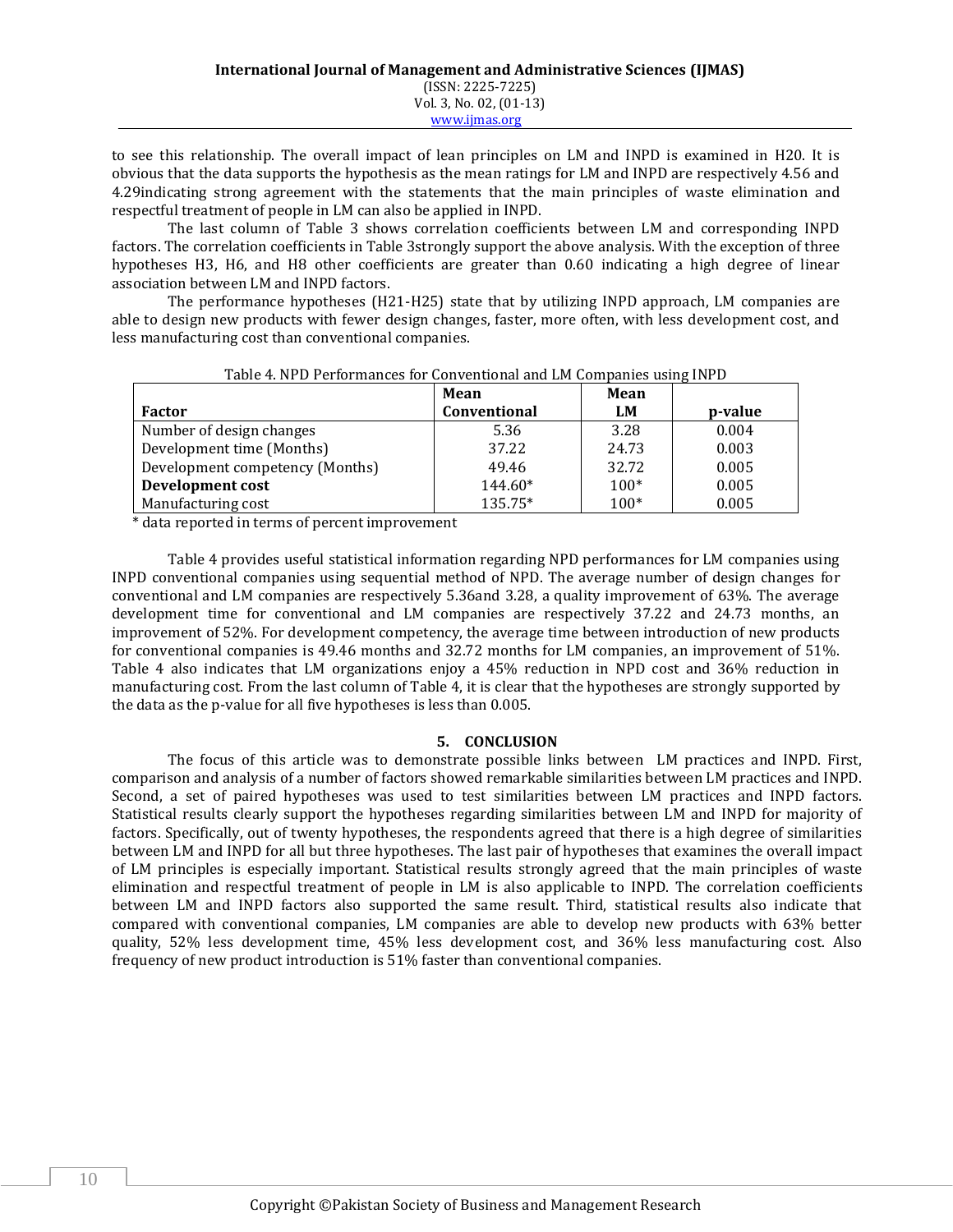to see this relationship. The overall impact of lean principles on LM and INPD is examined in H20. It is obvious that the data supports the hypothesis as the mean ratings for LM and INPD are respectively 4.56 and 4.29indicating strong agreement with the statements that the main principles of waste elimination and respectful treatment of people in LM can also be applied in INPD.

The last column of Table 3 shows correlation coefficients between LM and corresponding INPD factors. The correlation coefficients in Table 3strongly support the above analysis. With the exception of three hypotheses H3, H6, and H8 other coefficients are greater than 0.60 indicating a high degree of linear association between LM and INPD factors.

The performance hypotheses (H21-H25) state that by utilizing INPD approach, LM companies are able to design new products with fewer design changes, faster, more often, with less development cost, and less manufacturing cost than conventional companies.

Table 4. NPD Performances for Conventional and LM Companies using INPD

| Factor | Mean Conventional | Mean LM | p-value |
|---|---|---|---|
| Number of design changes | 5.36 | 3.28 | 0.004 |
| Development time (Months) | 37.22 | 24.73 | 0.003 |
| Development competency (Months) | 49.46 | 32.72 | 0.005 |
| **Development cost** | 144.60* | 100* | 0.005 |
| Manufacturing cost | 135.75* | 100* | 0.005 |

\* data reported in terms of percent improvement

Table 4 provides useful statistical information regarding NPD performances for LM companies using INPD conventional companies using sequential method of NPD. The average number of design changes for conventional and LM companies are respectively 5.36and 3.28, a quality improvement of 63%. The average development time for conventional and LM companies are respectively 37.22 and 24.73 months, an improvement of 52%. For development competency, the average time between introduction of new products for conventional companies is 49.46 months and 32.72 months for LM companies, an improvement of 51%. Table 4 also indicates that LM organizations enjoy a 45% reduction in NPD cost and 36% reduction in manufacturing cost. From the last column of Table 4, it is clear that the hypotheses are strongly supported by the data as the p-value for all five hypotheses is less than 0.005.

## 5. CONCLUSION

The focus of this article was to demonstrate possible links between LM practices and INPD. First, comparison and analysis of a number of factors showed remarkable similarities between LM practices and INPD. Second, a set of paired hypotheses was used to test similarities between LM practices and INPD factors. Statistical results clearly support the hypotheses regarding similarities between LM and INPD for majority of factors. Specifically, out of twenty hypotheses, the respondents agreed that there is a high degree of similarities between LM and INPD for all but three hypotheses. The last pair of hypotheses that examines the overall impact of LM principles is especially important. Statistical results strongly agreed that the main principles of waste elimination and respectful treatment of people in LM is also applicable to INPD. The correlation coefficients between LM and INPD factors also supported the same result. Third, statistical results also indicate that compared with conventional companies, LM companies are able to develop new products with 63% better quality, 52% less development time, 45% less development cost, and 36% less manufacturing cost. Also frequency of new product introduction is 51% faster than conventional companies.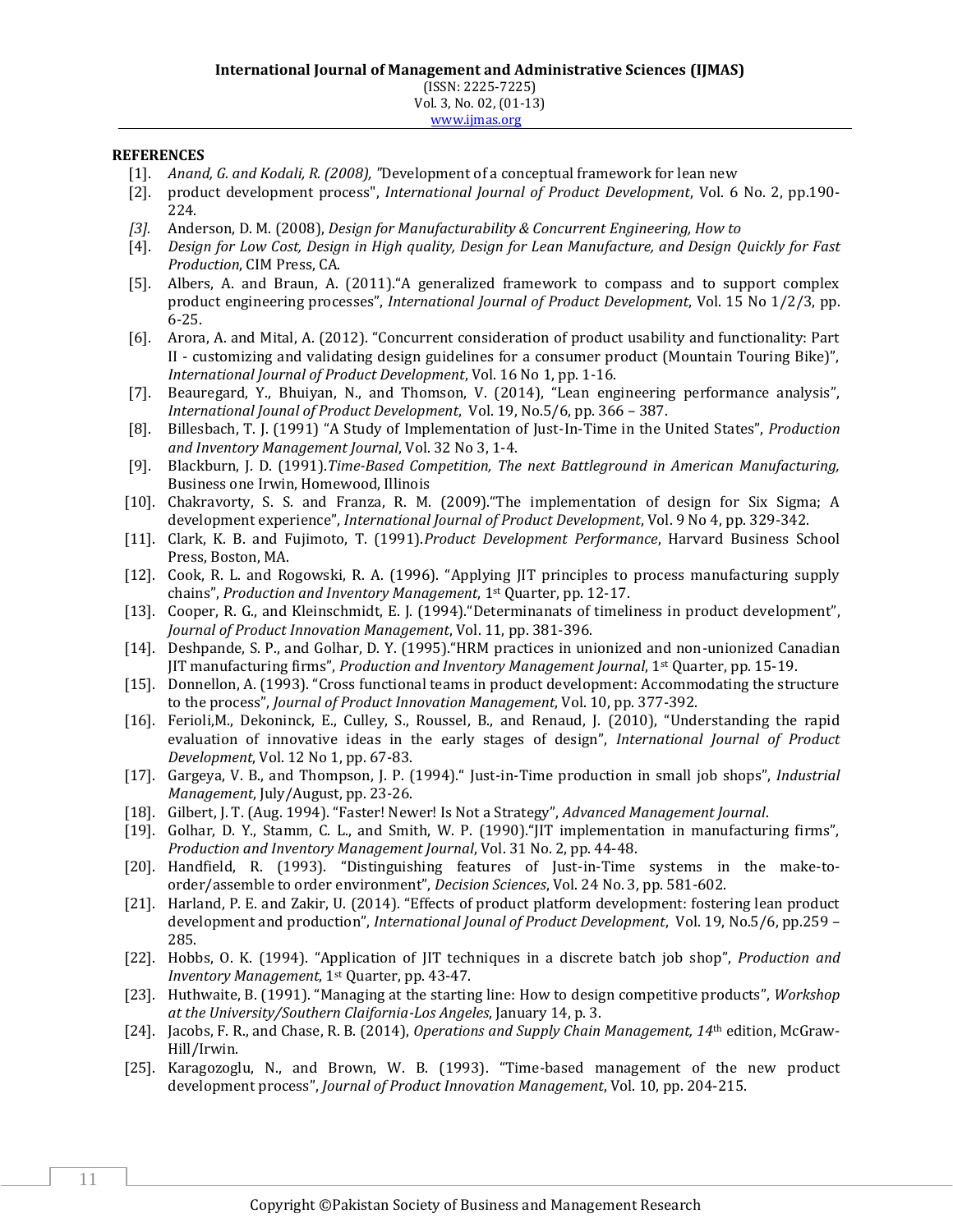**REFERENCES**

[1]. *Anand, G. and Kodali, R. (2008), "*Development of a conceptual framework for lean new

[2]. product development process", *International Journal of Product Development*, Vol. 6 No. 2, pp.190-224.

*[3].* Anderson, D. M. (2008), *Design for Manufacturability & Concurrent Engineering, How to*

[4]. *Design for Low Cost, Design in High quality, Design for Lean Manufacture, and Design Quickly for Fast Production*, CIM Press, CA.

[5]. Albers, A. and Braun, A. (2011)."A generalized framework to compass and to support complex product engineering processes", *International Journal of Product Development*, Vol. 15 No 1/2/3, pp. 6-25.

[6]. Arora, A. and Mital, A. (2012). "Concurrent consideration of product usability and functionality: Part II - customizing and validating design guidelines for a consumer product (Mountain Touring Bike)", *International Journal of Product Development*, Vol. 16 No 1, pp. 1-16.

[7]. Beauregard, Y., Bhuiyan, N., and Thomson, V. (2014), "Lean engineering performance analysis", *International Jounal of Product Development*, Vol. 19, No.5/6, pp. 366 – 387.

[8]. Billesbach, T. J. (1991) "A Study of Implementation of Just-In-Time in the United States", *Production and Inventory Management Journal*, Vol. 32 No 3, 1-4.

[9]. Blackburn, J. D. (1991).*Time-Based Competition, The next Battleground in American Manufacturing,* Business one Irwin, Homewood, Illinois

[10]. Chakravorty, S. S. and Franza, R. M. (2009)."The implementation of design for Six Sigma; A development experience", *International Journal of Product Development*, Vol. 9 No 4, pp. 329-342.

[11]. Clark, K. B. and Fujimoto, T. (1991).*Product Development Performance*, Harvard Business School Press, Boston, MA.

[12]. Cook, R. L. and Rogowski, R. A. (1996). "Applying JIT principles to process manufacturing supply chains", *Production and Inventory Management*, 1st Quarter, pp. 12-17.

[13]. Cooper, R. G., and Kleinschmidt, E. J. (1994)."Determinanats of timeliness in product development", *Journal of Product Innovation Management*, Vol. 11, pp. 381-396.

[14]. Deshpande, S. P., and Golhar, D. Y. (1995)."HRM practices in unionized and non-unionized Canadian JIT manufacturing firms", *Production and Inventory Management Journal*, 1st Quarter, pp. 15-19.

[15]. Donnellon, A. (1993). "Cross functional teams in product development: Accommodating the structure to the process", *Journal of Product Innovation Management*, Vol. 10, pp. 377-392.

[16]. Ferioli,M., Dekoninck, E., Culley, S., Roussel, B., and Renaud, J. (2010), "Understanding the rapid evaluation of innovative ideas in the early stages of design", *International Journal of Product Development*, Vol. 12 No 1, pp. 67-83.

[17]. Gargeya, V. B., and Thompson, J. P. (1994)." Just-in-Time production in small job shops", *Industrial Management*, July/August, pp. 23-26.

[18]. Gilbert, J. T. (Aug. 1994). "Faster! Newer! Is Not a Strategy", *Advanced Management Journal*.

[19]. Golhar, D. Y., Stamm, C. L., and Smith, W. P. (1990)."JIT implementation in manufacturing firms", *Production and Inventory Management Journal*, Vol. 31 No. 2, pp. 44-48.

[20]. Handfield, R. (1993). "Distinguishing features of Just-in-Time systems in the make-to-order/assemble to order environment", *Decision Sciences*, Vol. 24 No. 3, pp. 581-602.

[21]. Harland, P. E. and Zakir, U. (2014). "Effects of product platform development: fostering lean product development and production", *International Jounal of Product Development*, Vol. 19, No.5/6, pp.259 – 285.

[22]. Hobbs, O. K. (1994). "Application of JIT techniques in a discrete batch job shop", *Production and Inventory Management*, 1st Quarter, pp. 43-47.

[23]. Huthwaite, B. (1991). "Managing at the starting line: How to design competitive products", *Workshop at the University/Southern Claifornia-Los Angeles*, January 14, p. 3.

[24]. Jacobs, F. R., and Chase, R. B. (2014), *Operations and Supply Chain Management, 14th* edition, McGraw-Hill/Irwin.

[25]. Karagozoglu, N., and Brown, W. B. (1993). "Time-based management of the new product development process", *Journal of Product Innovation Management*, Vol. 10, pp. 204-215.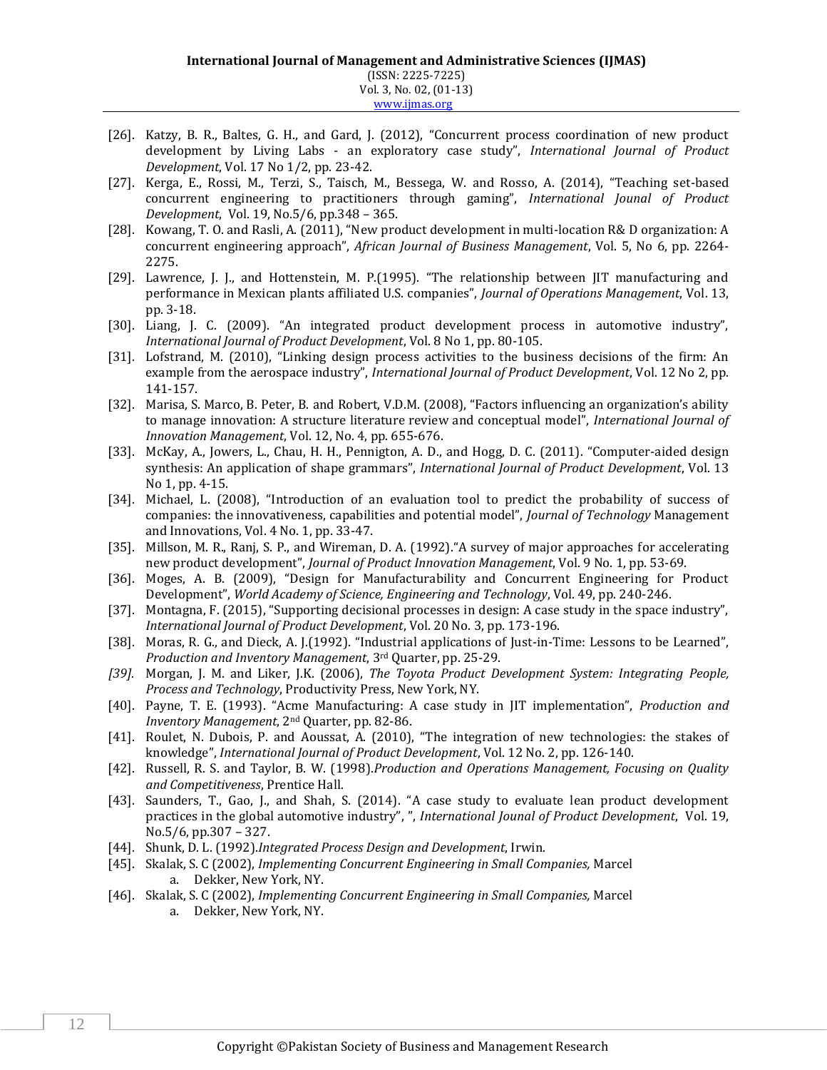[26]. Katzy, B. R., Baltes, G. H., and Gard, J. (2012), "Concurrent process coordination of new product development by Living Labs - an exploratory case study", *International Journal of Product Development*, Vol. 17 No 1/2, pp. 23-42.

[27]. Kerga, E., Rossi, M., Terzi, S., Taisch, M., Bessega, W. and Rosso, A. (2014), "Teaching set-based concurrent engineering to practitioners through gaming", *International Jounal of Product Development*, Vol. 19, No.5/6, pp.348 – 365.

[28]. Kowang, T. O. and Rasli, A. (2011), "New product development in multi-location R& D organization: A concurrent engineering approach", *African Journal of Business Management*, Vol. 5, No 6, pp. 2264-2275.

[29]. Lawrence, J. J., and Hottenstein, M. P.(1995). "The relationship between JIT manufacturing and performance in Mexican plants affiliated U.S. companies", *Journal of Operations Management*, Vol. 13, pp. 3-18.

[30]. Liang, J. C. (2009). "An integrated product development process in automotive industry", *International Journal of Product Development*, Vol. 8 No 1, pp. 80-105.

[31]. Lofstrand, M. (2010), "Linking design process activities to the business decisions of the firm: An example from the aerospace industry", *International Journal of Product Development*, Vol. 12 No 2, pp. 141-157.

[32]. Marisa, S. Marco, B. Peter, B. and Robert, V.D.M. (2008), "Factors influencing an organization's ability to manage innovation: A structure literature review and conceptual model", *International Journal of Innovation Management*, Vol. 12, No. 4, pp. 655-676.

[33]. McKay, A., Jowers, L., Chau, H. H., Pennigton, A. D., and Hogg, D. C. (2011). "Computer-aided design synthesis: An application of shape grammars", *International Journal of Product Development*, Vol. 13 No 1, pp. 4-15.

[34]. Michael, L. (2008), "Introduction of an evaluation tool to predict the probability of success of companies: the innovativeness, capabilities and potential model", *Journal of Technology* Management and Innovations, Vol. 4 No. 1, pp. 33-47.

[35]. Millson, M. R., Ranj, S. P., and Wireman, D. A. (1992)."A survey of major approaches for accelerating new product development", *Journal of Product Innovation Management*, Vol. 9 No. 1, pp. 53-69.

[36]. Moges, A. B. (2009), "Design for Manufacturability and Concurrent Engineering for Product Development", *World Academy of Science, Engineering and Technology*, Vol. 49, pp. 240-246.

[37]. Montagna, F. (2015), "Supporting decisional processes in design: A case study in the space industry", *International Journal of Product Development*, Vol. 20 No. 3, pp. 173-196.

[38]. Moras, R. G., and Dieck, A. J.(1992). "Industrial applications of Just-in-Time: Lessons to be Learned", *Production and Inventory Management*, 3rd Quarter, pp. 25-29.

*[39].* Morgan, J. M. and Liker, J.K. (2006), *The Toyota Product Development System: Integrating People, Process and Technology*, Productivity Press, New York, NY.

[40]. Payne, T. E. (1993). "Acme Manufacturing: A case study in JIT implementation", *Production and Inventory Management*, 2nd Quarter, pp. 82-86.

[41]. Roulet, N. Dubois, P. and Aoussat, A. (2010), "The integration of new technologies: the stakes of knowledge", *International Journal of Product Development*, Vol. 12 No. 2, pp. 126-140.

[42]. Russell, R. S. and Taylor, B. W. (1998).*Production and Operations Management, Focusing on Quality and Competitiveness*, Prentice Hall.

[43]. Saunders, T., Gao, J., and Shah, S. (2014). "A case study to evaluate lean product development practices in the global automotive industry", ", *International Jounal of Product Development*, Vol. 19, No.5/6, pp.307 – 327.

[44]. Shunk, D. L. (1992).*Integrated Process Design and Development*, Irwin.

[45]. Skalak, S. C (2002), *Implementing Concurrent Engineering in Small Companies,* Marcel
   a. Dekker, New York, NY.

[46]. Skalak, S. C (2002), *Implementing Concurrent Engineering in Small Companies,* Marcel
   a. Dekker, New York, NY.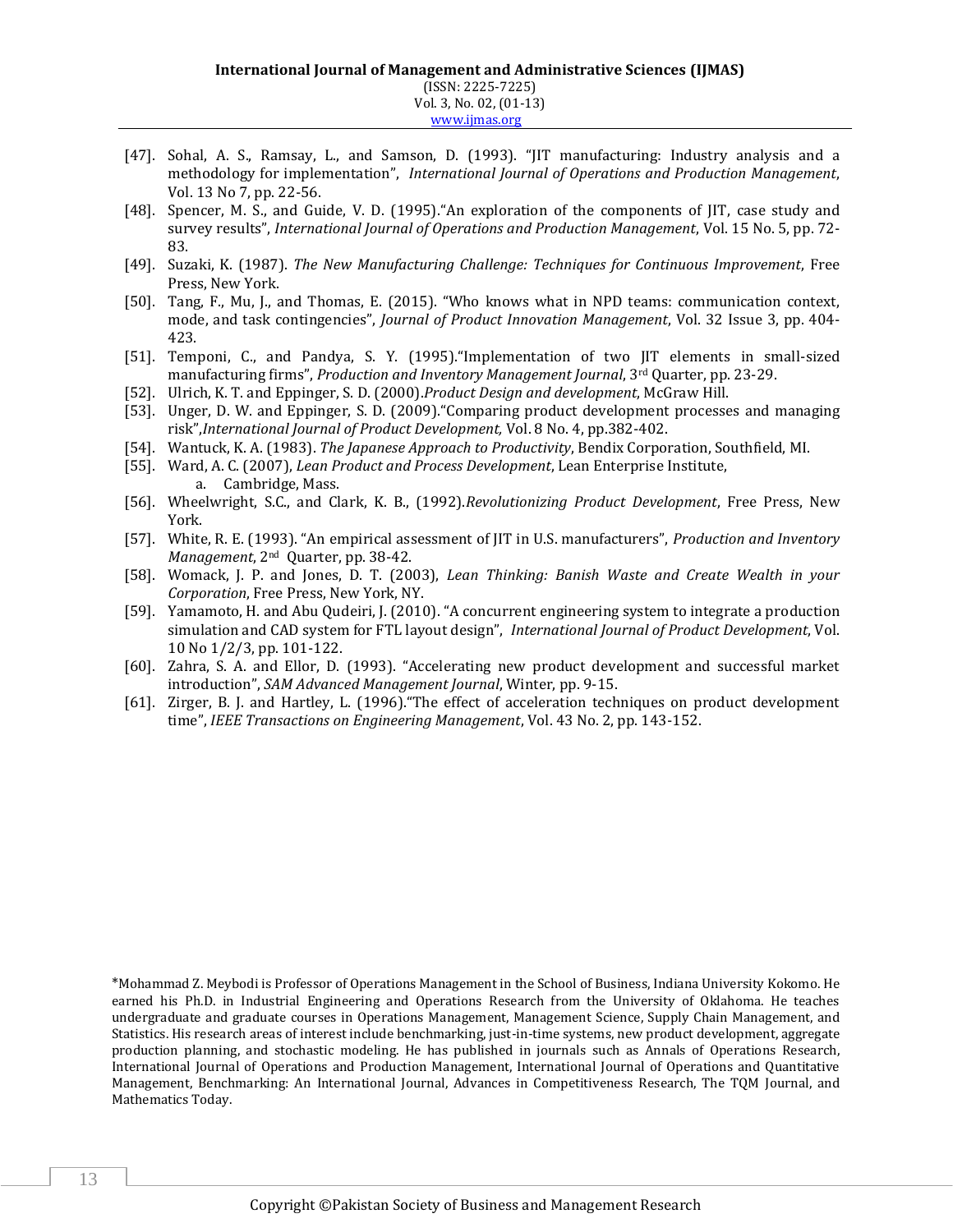[47]. Sohal, A. S., Ramsay, L., and Samson, D. (1993). "JIT manufacturing: Industry analysis and a methodology for implementation", *International Journal of Operations and Production Management*, Vol. 13 No 7, pp. 22-56.

[48]. Spencer, M. S., and Guide, V. D. (1995)."An exploration of the components of JIT, case study and survey results", *International Journal of Operations and Production Management*, Vol. 15 No. 5, pp. 72-83.

[49]. Suzaki, K. (1987). *The New Manufacturing Challenge: Techniques for Continuous Improvement*, Free Press, New York.

[50]. Tang, F., Mu, J., and Thomas, E. (2015). "Who knows what in NPD teams: communication context, mode, and task contingencies", *Journal of Product Innovation Management*, Vol. 32 Issue 3, pp. 404-423.

[51]. Temponi, C., and Pandya, S. Y. (1995)."Implementation of two JIT elements in small-sized manufacturing firms", *Production and Inventory Management Journal*, 3rd Quarter, pp. 23-29.

[52]. Ulrich, K. T. and Eppinger, S. D. (2000).*Product Design and development*, McGraw Hill.

[53]. Unger, D. W. and Eppinger, S. D. (2009)."Comparing product development processes and managing risk",*International Journal of Product Development,* Vol. 8 No. 4, pp.382-402.

[54]. Wantuck, K. A. (1983). *The Japanese Approach to Productivity*, Bendix Corporation, Southfield, MI.

[55]. Ward, A. C. (2007), *Lean Product and Process Development*, Lean Enterprise Institute,
   a. Cambridge, Mass.

[56]. Wheelwright, S.C., and Clark, K. B., (1992).*Revolutionizing Product Development*, Free Press, New York.

[57]. White, R. E. (1993). "An empirical assessment of JIT in U.S. manufacturers", *Production and Inventory Management*, 2nd Quarter, pp. 38-42.

[58]. Womack, J. P. and Jones, D. T. (2003), *Lean Thinking: Banish Waste and Create Wealth in your Corporation*, Free Press, New York, NY.

[59]. Yamamoto, H. and Abu Qudeiri, J. (2010). "A concurrent engineering system to integrate a production simulation and CAD system for FTL layout design", *International Journal of Product Development*, Vol. 10 No 1/2/3, pp. 101-122.

[60]. Zahra, S. A. and Ellor, D. (1993). "Accelerating new product development and successful market introduction", *SAM Advanced Management Journal*, Winter, pp. 9-15.

[61]. Zirger, B. J. and Hartley, L. (1996)."The effect of acceleration techniques on product development time", *IEEE Transactions on Engineering Management*, Vol. 43 No. 2, pp. 143-152.

*Mohammad Z. Meybodi is Professor of Operations Management in the School of Business, Indiana University Kokomo. He earned his Ph.D. in Industrial Engineering and Operations Research from the University of Oklahoma. He teaches undergraduate and graduate courses in Operations Management, Management Science, Supply Chain Management, and Statistics. His research areas of interest include benchmarking, just-in-time systems, new product development, aggregate production planning, and stochastic modeling. He has published in journals such as Annals of Operations Research, International Journal of Operations and Production Management, International Journal of Operations and Quantitative Management, Benchmarking: An International Journal, Advances in Competitiveness Research, The TQM Journal, and Mathematics Today.